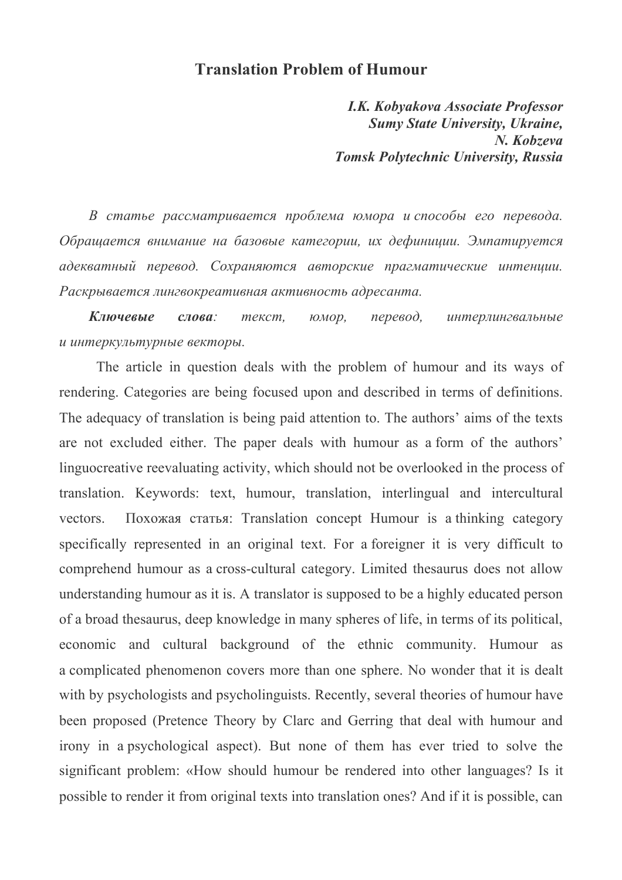# Translation Problem of Humour

***I.K. Kobyakova Associate Professor***
***Sumy State University, Ukraine,***
***N. Kobzeva***
***Tomsk Polytechnic University, Russia***

*В статье рассматривается проблема юмора и способы его перевода. Обращается внимание на базовые категории, их дефиниции. Эмпатируется адекватный перевод. Сохраняются авторские прагматические интенции. Раскрывается лингвокреативная активность адресанта.*

***Ключевые слова****: текст, юмор, перевод, интерлингвальные и интеркультурные векторы.*

The article in question deals with the problem of humour and its ways of rendering. Categories are being focused upon and described in terms of definitions. The adequacy of translation is being paid attention to. The authors' aims of the texts are not excluded either. The paper deals with humour as a form of the authors' linguocreative reevaluating activity, which should not be overlooked in the process of translation. Keywords: text, humour, translation, interlingual and intercultural vectors. Похожая статья: Translation concept Humour is a thinking category specifically represented in an original text. For a foreigner it is very difficult to comprehend humour as a cross-cultural category. Limited thesaurus does not allow understanding humour as it is. A translator is supposed to be a highly educated person of a broad thesaurus, deep knowledge in many spheres of life, in terms of its political, economic and cultural background of the ethnic community. Humour as a complicated phenomenon covers more than one sphere. No wonder that it is dealt with by psychologists and psycholinguists. Recently, several theories of humour have been proposed (Pretence Theory by Clarc and Gerring that deal with humour and irony in a psychological aspect). But none of them has ever tried to solve the significant problem: «How should humour be rendered into other languages? Is it possible to render it from original texts into translation ones? And if it is possible, can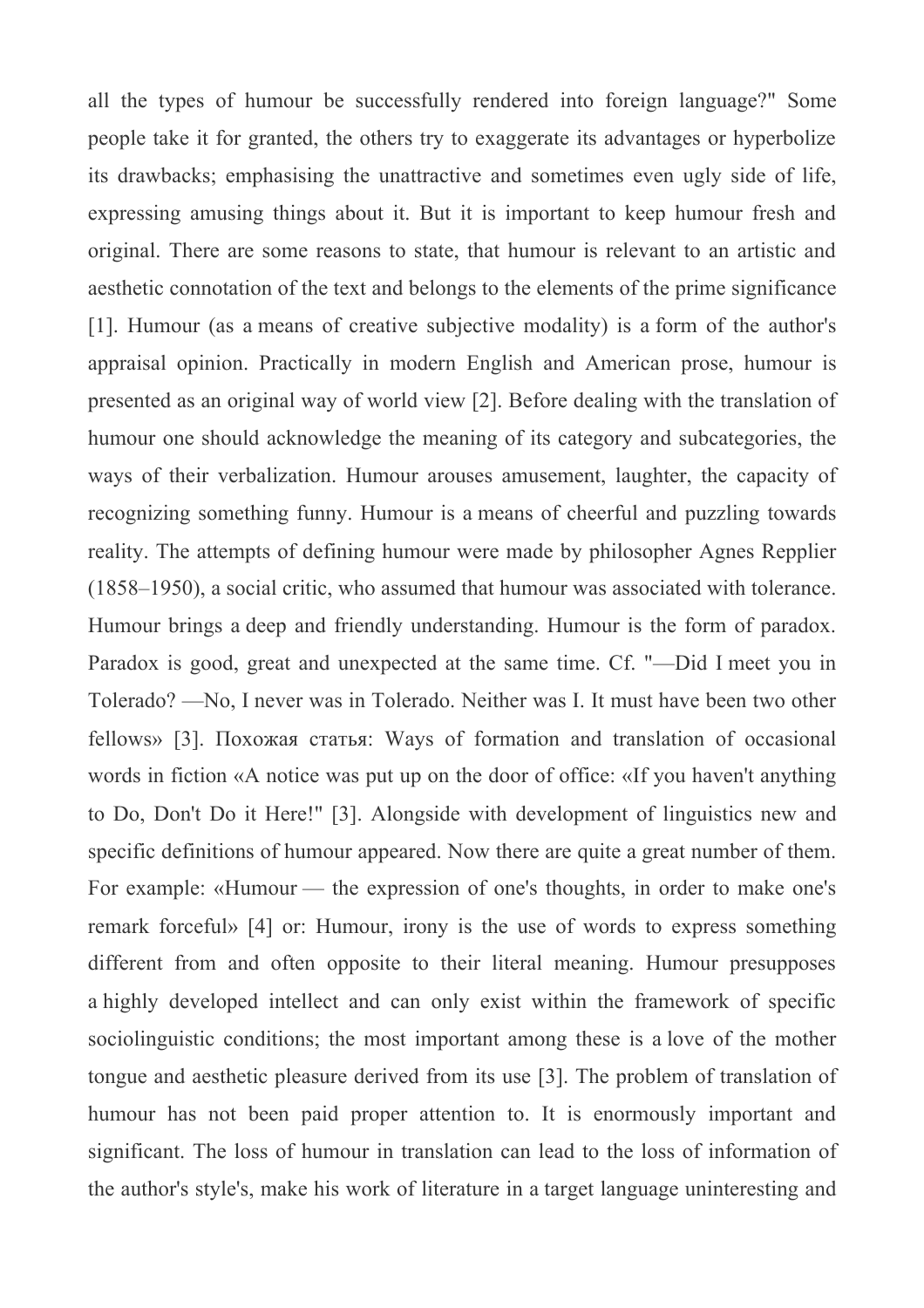all the types of humour be successfully rendered into foreign language?" Some people take it for granted, the others try to exaggerate its advantages or hyperbolize its drawbacks; emphasising the unattractive and sometimes even ugly side of life, expressing amusing things about it. But it is important to keep humour fresh and original. There are some reasons to state, that humour is relevant to an artistic and aesthetic connotation of the text and belongs to the elements of the prime significance [1]. Humour (as a means of creative subjective modality) is a form of the author's appraisal opinion. Practically in modern English and American prose, humour is presented as an original way of world view [2]. Before dealing with the translation of humour one should acknowledge the meaning of its category and subcategories, the ways of their verbalization. Humour arouses amusement, laughter, the capacity of recognizing something funny. Humour is a means of cheerful and puzzling towards reality. The attempts of defining humour were made by philosopher Agnes Repplier (1858–1950), a social critic, who assumed that humour was associated with tolerance. Humour brings a deep and friendly understanding. Humour is the form of paradox. Paradox is good, great and unexpected at the same time. Cf. "—Did I meet you in Tolerado? —No, I never was in Tolerado. Neither was I. It must have been two other fellows» [3]. Похожая статья: Ways of formation and translation of occasional words in fiction «A notice was put up on the door of office: «If you haven't anything to Do, Don't Do it Here!" [3]. Alongside with development of linguistics new and specific definitions of humour appeared. Now there are quite a great number of them. For example: «Humour — the expression of one's thoughts, in order to make one's remark forceful» [4] or: Humour, irony is the use of words to express something different from and often opposite to their literal meaning. Humour presupposes a highly developed intellect and can only exist within the framework of specific sociolinguistic conditions; the most important among these is a love of the mother tongue and aesthetic pleasure derived from its use [3]. The problem of translation of humour has not been paid proper attention to. It is enormously important and significant. The loss of humour in translation can lead to the loss of information of the author's style's, make his work of literature in a target language uninteresting and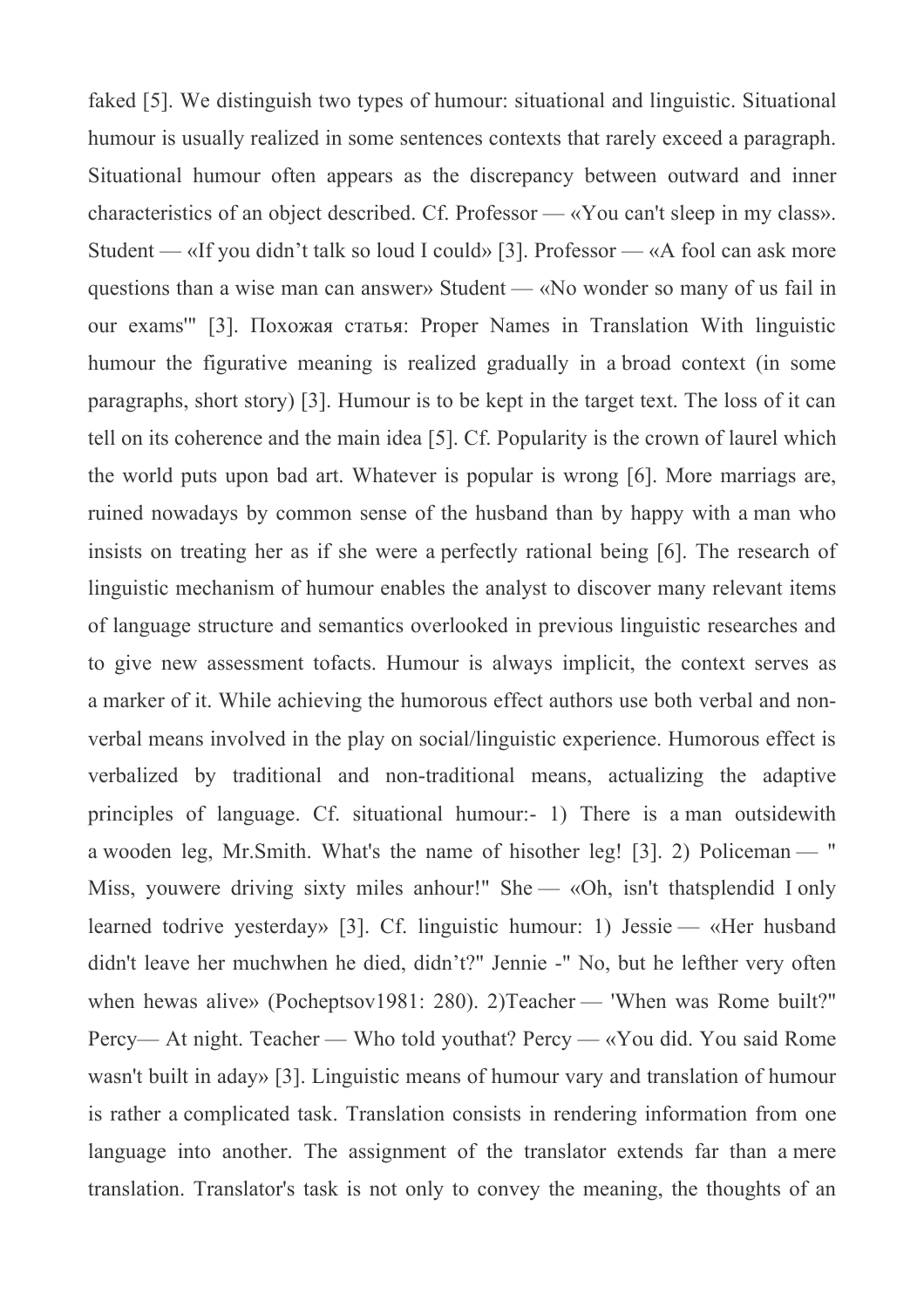faked [5]. We distinguish two types of humour: situational and linguistic. Situational humour is usually realized in some sentences contexts that rarely exceed a paragraph. Situational humour often appears as the discrepancy between outward and inner characteristics of an object described. Cf. Professor — «You can't sleep in my class». Student — «If you didn't talk so loud I could» [3]. Professor — «A fool can ask more questions than a wise man can answer» Student — «No wonder so many of us fail in our exams'" [3]. Похожая статья: Proper Names in Translation With linguistic humour the figurative meaning is realized gradually in a broad context (in some paragraphs, short story) [3]. Humour is to be kept in the target text. The loss of it can tell on its coherence and the main idea [5]. Cf. Popularity is the crown of laurel which the world puts upon bad art. Whatever is popular is wrong [6]. More marriags are, ruined nowadays by common sense of the husband than by happy with a man who insists on treating her as if she were a perfectly rational being [6]. The research of linguistic mechanism of humour enables the analyst to discover many relevant items of language structure and semantics overlooked in previous linguistic researches and to give new assessment tofacts. Humour is always implicit, the context serves as a marker of it. While achieving the humorous effect authors use both verbal and non-verbal means involved in the play on social/linguistic experience. Humorous effect is verbalized by traditional and non-traditional means, actualizing the adaptive principles of language. Cf. situational humour:- 1) There is a man outsidewith a wooden leg, Mr.Smith. What's the name of hisother leg! [3]. 2) Policeman — " Miss, youwere driving sixty miles anhour!" She — «Oh, isn't thatsplendid I only learned todrive yesterday» [3]. Cf. linguistic humour: 1) Jessie — «Her husband didn't leave her muchwhen he died, didn't?" Jennie -" No, but he lefther very often when hewas alive» (Pocheptsov1981: 280). 2)Teacher — 'When was Rome built?" Percy— At night. Teacher — Who told youthat? Percy — «You did. You said Rome wasn't built in aday» [3]. Linguistic means of humour vary and translation of humour is rather a complicated task. Translation consists in rendering information from one language into another. The assignment of the translator extends far than a mere translation. Translator's task is not only to convey the meaning, the thoughts of an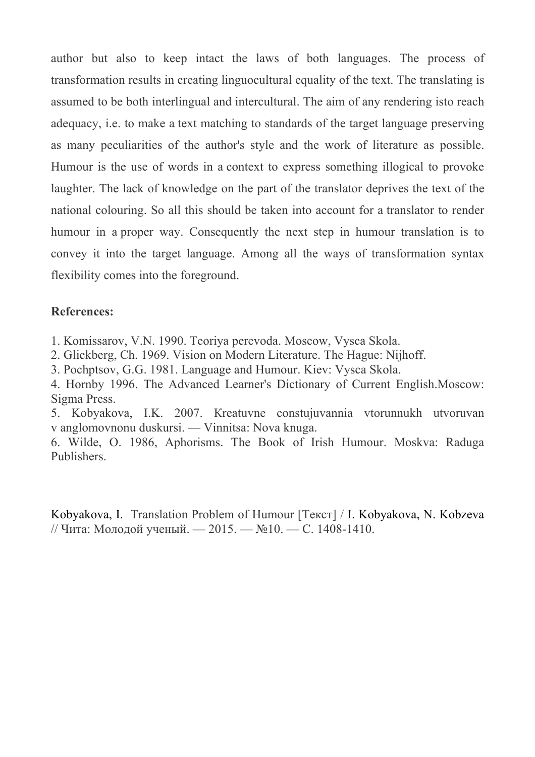author but also to keep intact the laws of both languages. The process of transformation results in creating linguocultural equality of the text. The translating is assumed to be both interlingual and intercultural. The aim of any rendering isto reach adequacy, i.e. to make a text matching to standards of the target language preserving as many peculiarities of the author's style and the work of literature as possible. Humour is the use of words in a context to express something illogical to provoke laughter. The lack of knowledge on the part of the translator deprives the text of the national colouring. So all this should be taken into account for a translator to render humour in a proper way. Consequently the next step in humour translation is to convey it into the target language. Among all the ways of transformation syntax flexibility comes into the foreground.

**References:**

1. Komissarov, V.N. 1990. Teoriya perevoda. Moscow, Vysca Skola.
2. Glickberg, Ch. 1969. Vision on Modern Literature. The Hague: Nijhoff.
3. Pochptsov, G.G. 1981. Language and Humour. Kiev: Vysca Skola.
4. Hornby 1996. The Advanced Learner's Dictionary of Current English.Moscow: Sigma Press.
5. Kobyakova, I.K. 2007. Kreatuvne constujuvannia vtorunnukh utvoruvan v anglomovnonu duskursi. — Vinnitsa: Nova knuga.
6. Wilde, O. 1986, Aphorisms. The Book of Irish Humour. Moskva: Raduga Publishers.

Kobyakova, I. Translation Problem of Humour [Текст] / I. Kobyakova, N. Kobzeva // Чита: Молодой ученый. — 2015. — №10. — С. 1408-1410.